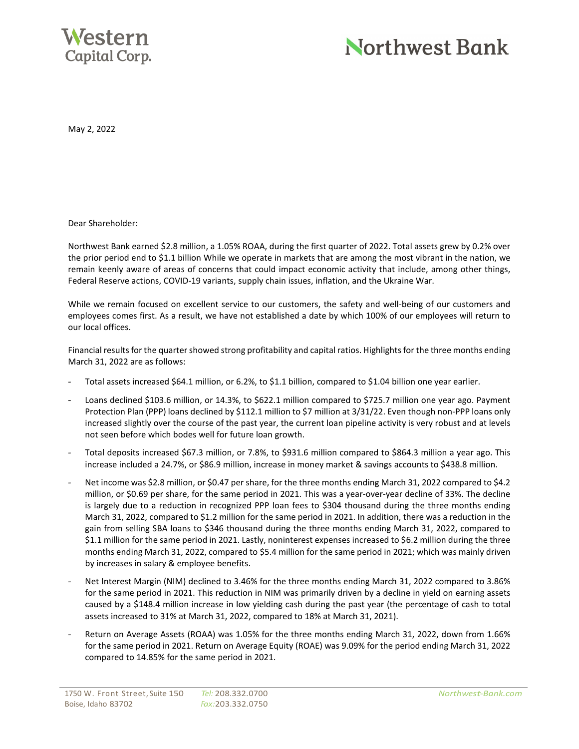Western Capital Corp.

Northwest Bank

May 2, 2022

Dear Shareholder:

Northwest Bank earned $2.8 million, a 1.05% ROAA, during the first quarter of 2022. Total assets grew by 0.2% over the prior period end to $1.1 billion While we operate in markets that are among the most vibrant in the nation, we remain keenly aware of areas of concerns that could impact economic activity that include, among other things, Federal Reserve actions, COVID-19 variants, supply chain issues, inflation, and the Ukraine War.

While we remain focused on excellent service to our customers, the safety and well-being of our customers and employees comes first. As a result, we have not established a date by which 100% of our employees will return to our local offices.

Financial results for the quarter showed strong profitability and capital ratios. Highlights for the three months ending March 31, 2022 are as follows:

- Total assets increased $64.1 million, or 6.2%, to $1.1 billion, compared to $1.04 billion one year earlier.
- Loans declined $103.6 million, or 14.3%, to $622.1 million compared to $725.7 million one year ago. Payment Protection Plan (PPP) loans declined by $112.1 million to $7 million at 3/31/22. Even though non-PPP loans only increased slightly over the course of the past year, the current loan pipeline activity is very robust and at levels not seen before which bodes well for future loan growth.
- Total deposits increased $67.3 million, or 7.8%, to $931.6 million compared to $864.3 million a year ago. This increase included a 24.7%, or $86.9 million, increase in money market & savings accounts to $438.8 million.
- Net income was $2.8 million, or $0.47 per share, for the three months ending March 31, 2022 compared to $4.2 million, or $0.69 per share, for the same period in 2021. This was a year-over-year decline of 33%. The decline is largely due to a reduction in recognized PPP loan fees to $304 thousand during the three months ending March 31, 2022, compared to $1.2 million for the same period in 2021. In addition, there was a reduction in the gain from selling SBA loans to $346 thousand during the three months ending March 31, 2022, compared to $1.1 million for the same period in 2021. Lastly, noninterest expenses increased to $6.2 million during the three months ending March 31, 2022, compared to $5.4 million for the same period in 2021; which was mainly driven by increases in salary & employee benefits.
- Net Interest Margin (NIM) declined to 3.46% for the three months ending March 31, 2022 compared to 3.86% for the same period in 2021. This reduction in NIM was primarily driven by a decline in yield on earning assets caused by a $148.4 million increase in low yielding cash during the past year (the percentage of cash to total assets increased to 31% at March 31, 2022, compared to 18% at March 31, 2021).
- Return on Average Assets (ROAA) was 1.05% for the three months ending March 31, 2022, down from 1.66% for the same period in 2021. Return on Average Equity (ROAE) was 9.09% for the period ending March 31, 2022 compared to 14.85% for the same period in 2021.

1750 W. Front Street, Suite 150
Boise, Idaho 83702

Tel: 208.332.0700
Fax: 203.332.0750

Northwest-Bank.com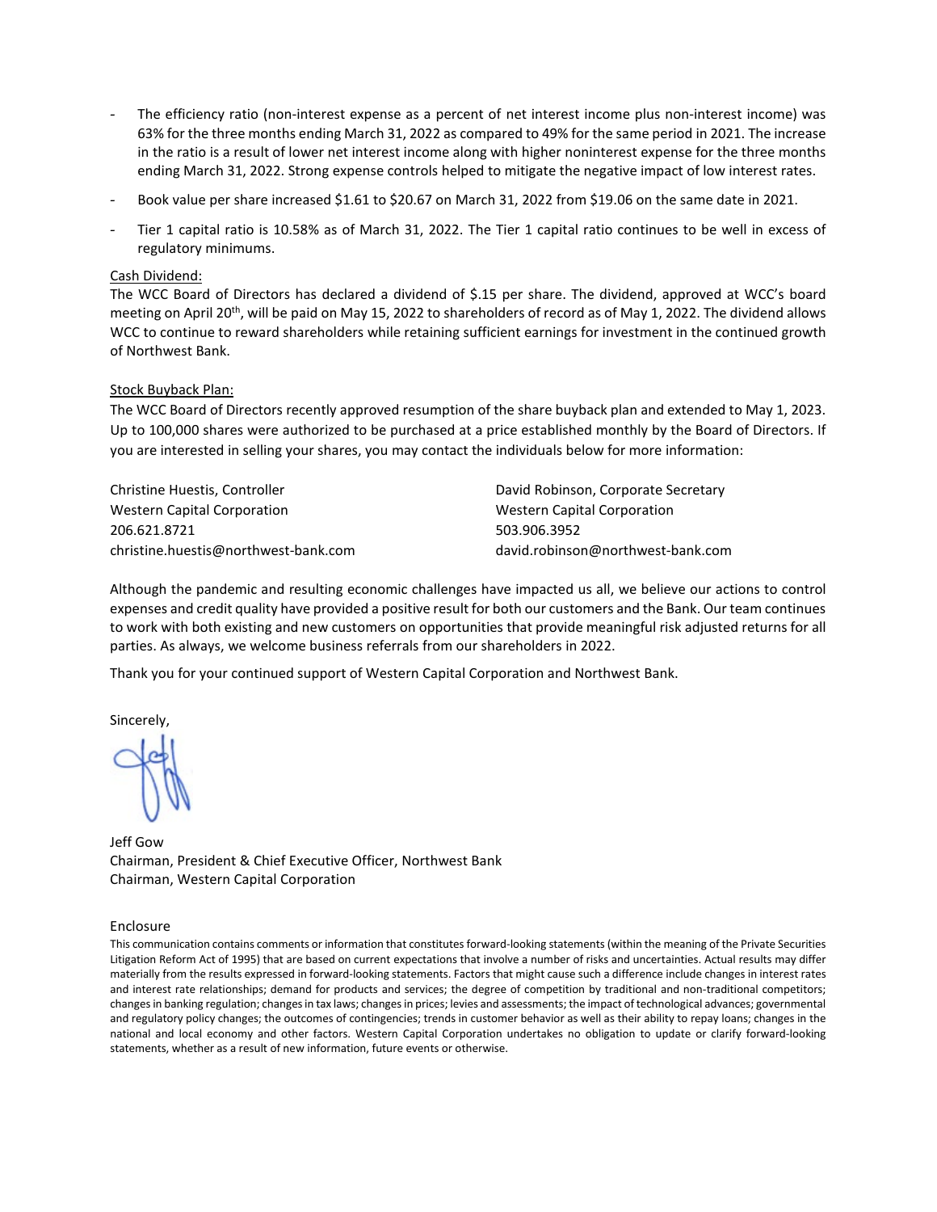- The efficiency ratio (non-interest expense as a percent of net interest income plus non-interest income) was 63% for the three months ending March 31, 2022 as compared to 49% for the same period in 2021. The increase in the ratio is a result of lower net interest income along with higher noninterest expense for the three months ending March 31, 2022. Strong expense controls helped to mitigate the negative impact of low interest rates.
- Book value per share increased $1.61 to $20.67 on March 31, 2022 from $19.06 on the same date in 2021.
- Tier 1 capital ratio is 10.58% as of March 31, 2022. The Tier 1 capital ratio continues to be well in excess of regulatory minimums.

Cash Dividend:
The WCC Board of Directors has declared a dividend of $.15 per share. The dividend, approved at WCC's board meeting on April 20th, will be paid on May 15, 2022 to shareholders of record as of May 1, 2022. The dividend allows WCC to continue to reward shareholders while retaining sufficient earnings for investment in the continued growth of Northwest Bank.

Stock Buyback Plan:
The WCC Board of Directors recently approved resumption of the share buyback plan and extended to May 1, 2023. Up to 100,000 shares were authorized to be purchased at a price established monthly by the Board of Directors. If you are interested in selling your shares, you may contact the individuals below for more information:

Christine Huestis, Controller
Western Capital Corporation
206.621.8721
christine.huestis@northwest-bank.com

David Robinson, Corporate Secretary
Western Capital Corporation
503.906.3952
david.robinson@northwest-bank.com

Although the pandemic and resulting economic challenges have impacted us all, we believe our actions to control expenses and credit quality have provided a positive result for both our customers and the Bank. Our team continues to work with both existing and new customers on opportunities that provide meaningful risk adjusted returns for all parties. As always, we welcome business referrals from our shareholders in 2022.

Thank you for your continued support of Western Capital Corporation and Northwest Bank.

Sincerely,

Jeff Gow
Chairman, President & Chief Executive Officer, Northwest Bank
Chairman, Western Capital Corporation

Enclosure

This communication contains comments or information that constitutes forward-looking statements (within the meaning of the Private Securities Litigation Reform Act of 1995) that are based on current expectations that involve a number of risks and uncertainties. Actual results may differ materially from the results expressed in forward-looking statements. Factors that might cause such a difference include changes in interest rates and interest rate relationships; demand for products and services; the degree of competition by traditional and non-traditional competitors; changes in banking regulation; changes in tax laws; changes in prices; levies and assessments; the impact of technological advances; governmental and regulatory policy changes; the outcomes of contingencies; trends in customer behavior as well as their ability to repay loans; changes in the national and local economy and other factors. Western Capital Corporation undertakes no obligation to update or clarify forward-looking statements, whether as a result of new information, future events or otherwise.